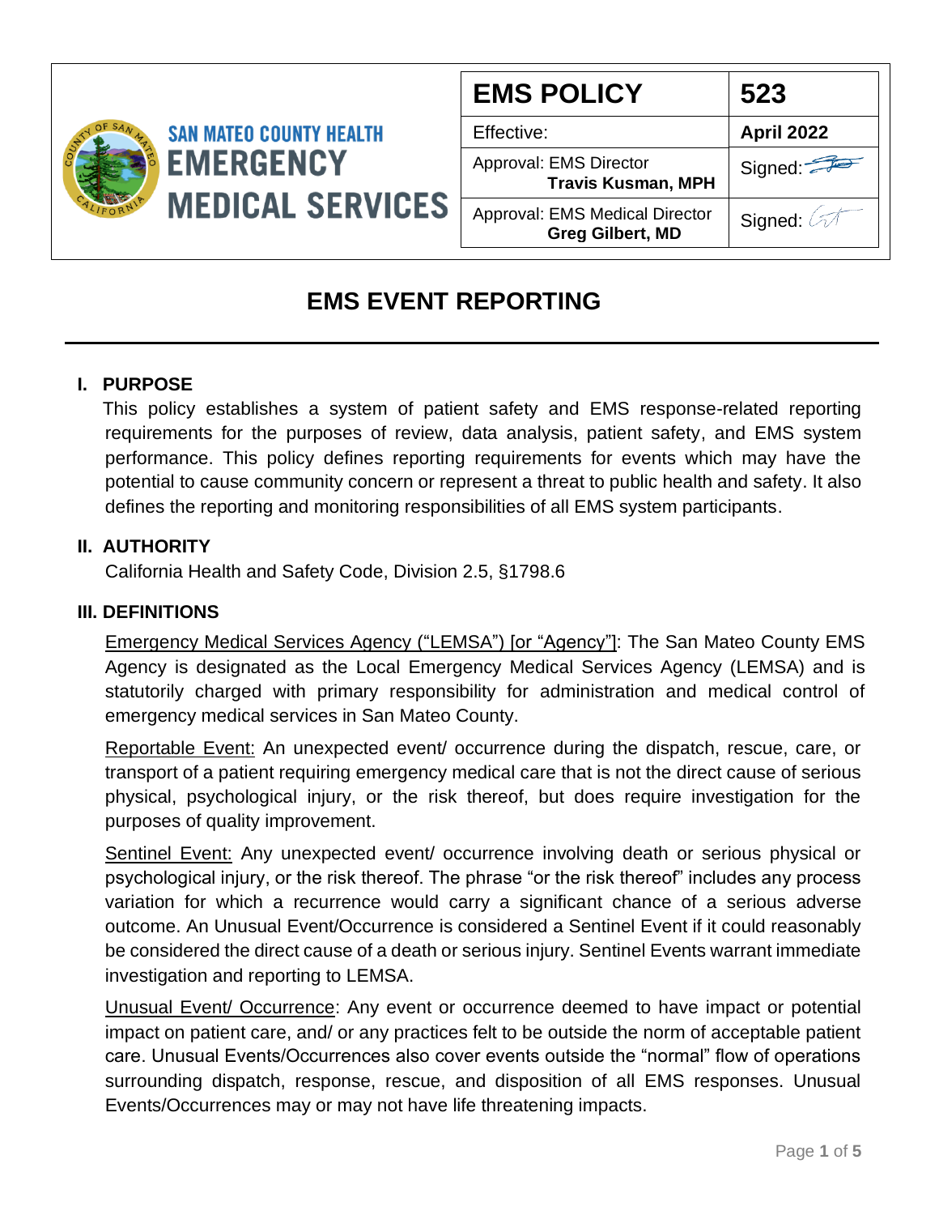SAN MATEO COUNTY HEALTH
EMERGENCY MEDICAL SERVICES

| EMS POLICY | 523 |
|---|---|
| Effective: | April 2022 |
| Approval: EMS Director **Travis Kusman, MPH** | Signed: |
| Approval: EMS Medical Director **Greg Gilbert, MD** | Signed: |

# EMS EVENT REPORTING

## I. PURPOSE

This policy establishes a system of patient safety and EMS response-related reporting requirements for the purposes of review, data analysis, patient safety, and EMS system performance. This policy defines reporting requirements for events which may have the potential to cause community concern or represent a threat to public health and safety. It also defines the reporting and monitoring responsibilities of all EMS system participants.

## II. AUTHORITY

California Health and Safety Code, Division 2.5, §1798.6

## III. DEFINITIONS

Emergency Medical Services Agency ("LEMSA") [or "Agency"]: The San Mateo County EMS Agency is designated as the Local Emergency Medical Services Agency (LEMSA) and is statutorily charged with primary responsibility for administration and medical control of emergency medical services in San Mateo County.

Reportable Event: An unexpected event/ occurrence during the dispatch, rescue, care, or transport of a patient requiring emergency medical care that is not the direct cause of serious physical, psychological injury, or the risk thereof, but does require investigation for the purposes of quality improvement.

Sentinel Event: Any unexpected event/ occurrence involving death or serious physical or psychological injury, or the risk thereof. The phrase "or the risk thereof" includes any process variation for which a recurrence would carry a significant chance of a serious adverse outcome. An Unusual Event/Occurrence is considered a Sentinel Event if it could reasonably be considered the direct cause of a death or serious injury. Sentinel Events warrant immediate investigation and reporting to LEMSA.

Unusual Event/ Occurrence: Any event or occurrence deemed to have impact or potential impact on patient care, and/ or any practices felt to be outside the norm of acceptable patient care. Unusual Events/Occurrences also cover events outside the "normal" flow of operations surrounding dispatch, response, rescue, and disposition of all EMS responses. Unusual Events/Occurrences may or may not have life threatening impacts.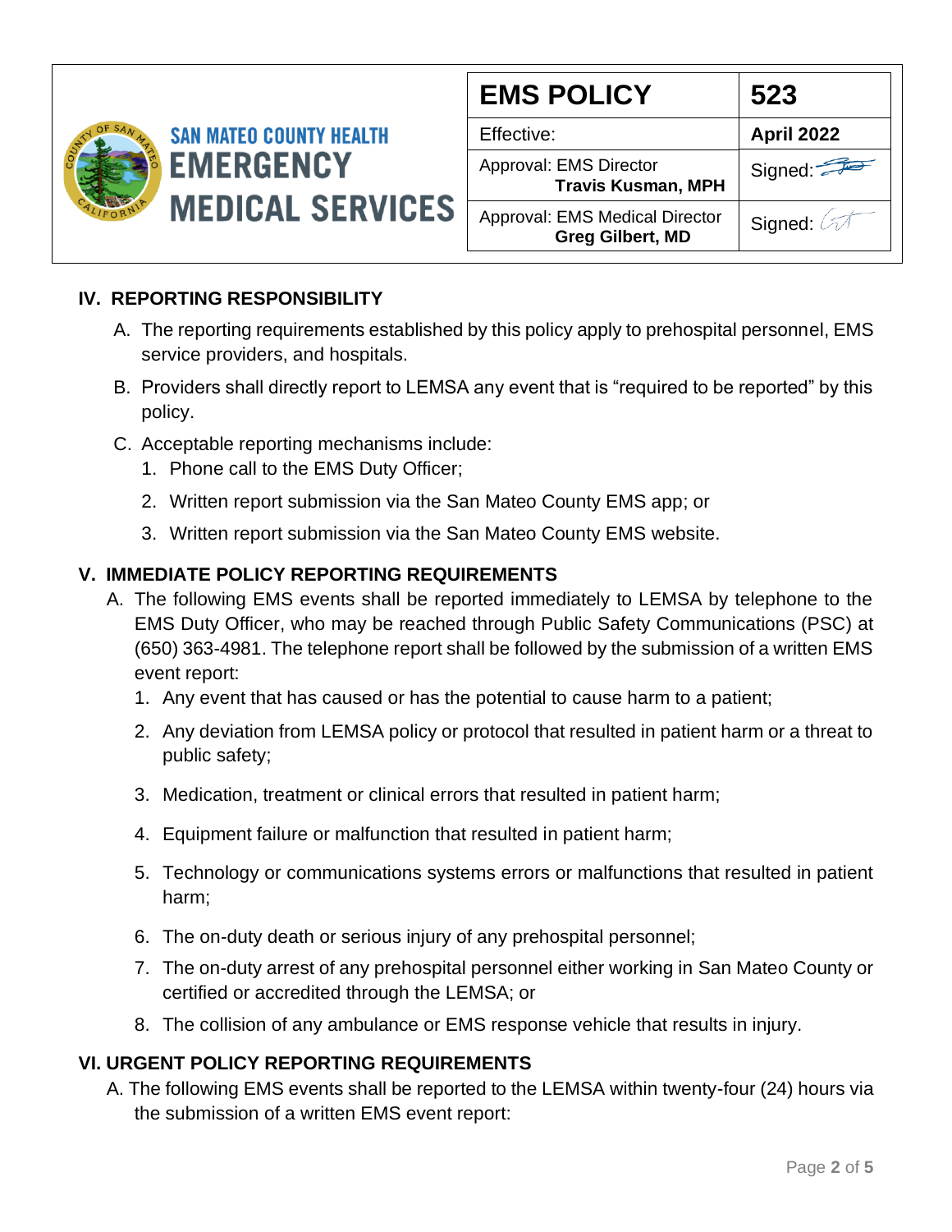## IV. REPORTING RESPONSIBILITY

A. The reporting requirements established by this policy apply to prehospital personnel, EMS service providers, and hospitals.

B. Providers shall directly report to LEMSA any event that is “required to be reported” by this policy.

C. Acceptable reporting mechanisms include:

1. Phone call to the EMS Duty Officer;
2. Written report submission via the San Mateo County EMS app; or
3. Written report submission via the San Mateo County EMS website.

## V. IMMEDIATE POLICY REPORTING REQUIREMENTS

A. The following EMS events shall be reported immediately to LEMSA by telephone to the EMS Duty Officer, who may be reached through Public Safety Communications (PSC) at (650) 363-4981. The telephone report shall be followed by the submission of a written EMS event report:

1. Any event that has caused or has the potential to cause harm to a patient;
2. Any deviation from LEMSA policy or protocol that resulted in patient harm or a threat to public safety;
3. Medication, treatment or clinical errors that resulted in patient harm;
4. Equipment failure or malfunction that resulted in patient harm;
5. Technology or communications systems errors or malfunctions that resulted in patient harm;
6. The on-duty death or serious injury of any prehospital personnel;
7. The on-duty arrest of any prehospital personnel either working in San Mateo County or certified or accredited through the LEMSA; or
8. The collision of any ambulance or EMS response vehicle that results in injury.

## VI. URGENT POLICY REPORTING REQUIREMENTS

A. The following EMS events shall be reported to the LEMSA within twenty-four (24) hours via the submission of a written EMS event report: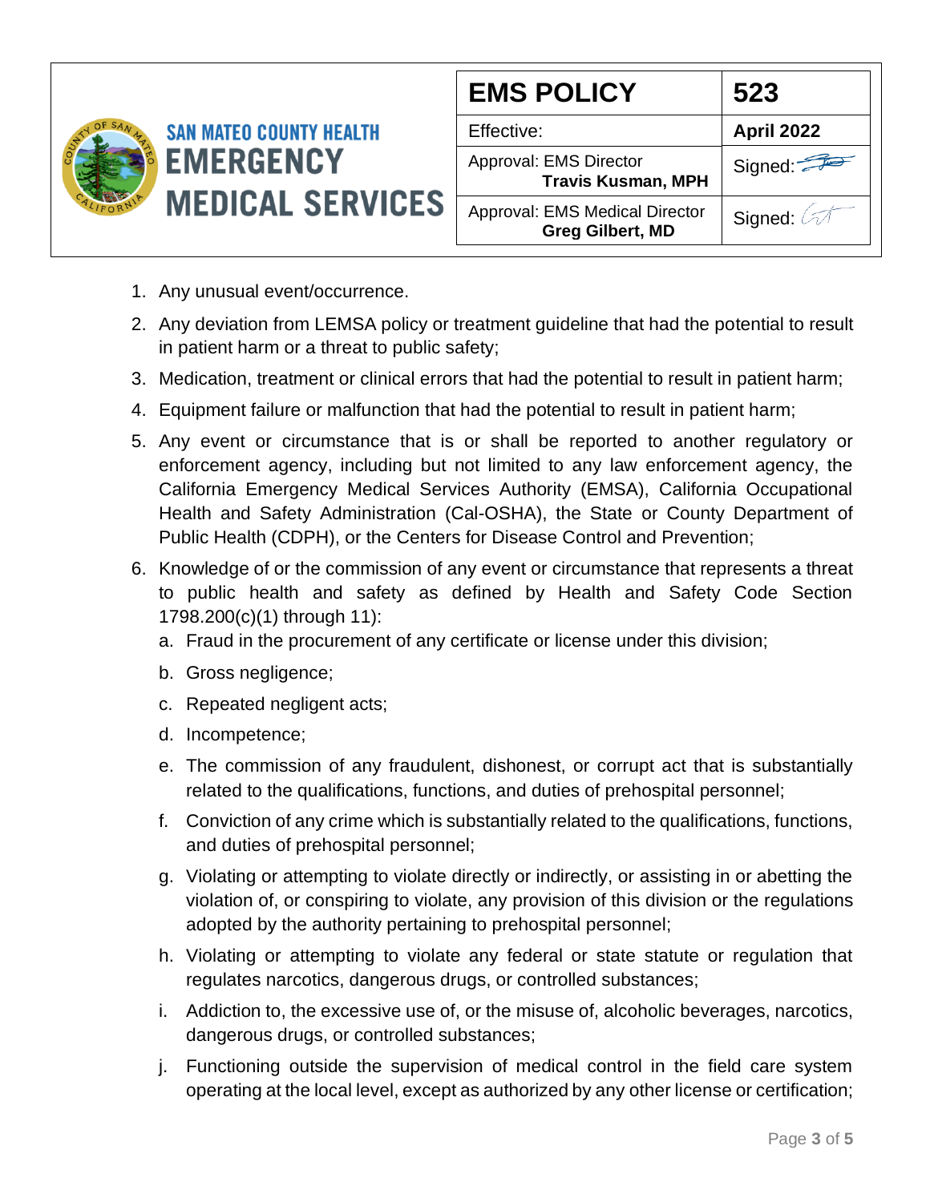1. Any unusual event/occurrence.
2. Any deviation from LEMSA policy or treatment guideline that had the potential to result in patient harm or a threat to public safety;
3. Medication, treatment or clinical errors that had the potential to result in patient harm;
4. Equipment failure or malfunction that had the potential to result in patient harm;
5. Any event or circumstance that is or shall be reported to another regulatory or enforcement agency, including but not limited to any law enforcement agency, the California Emergency Medical Services Authority (EMSA), California Occupational Health and Safety Administration (Cal-OSHA), the State or County Department of Public Health (CDPH), or the Centers for Disease Control and Prevention;
6. Knowledge of or the commission of any event or circumstance that represents a threat to public health and safety as defined by Health and Safety Code Section 1798.200(c)(1) through 11):
   a. Fraud in the procurement of any certificate or license under this division;
   b. Gross negligence;
   c. Repeated negligent acts;
   d. Incompetence;
   e. The commission of any fraudulent, dishonest, or corrupt act that is substantially related to the qualifications, functions, and duties of prehospital personnel;
   f. Conviction of any crime which is substantially related to the qualifications, functions, and duties of prehospital personnel;
   g. Violating or attempting to violate directly or indirectly, or assisting in or abetting the violation of, or conspiring to violate, any provision of this division or the regulations adopted by the authority pertaining to prehospital personnel;
   h. Violating or attempting to violate any federal or state statute or regulation that regulates narcotics, dangerous drugs, or controlled substances;
   i. Addiction to, the excessive use of, or the misuse of, alcoholic beverages, narcotics, dangerous drugs, or controlled substances;
   j. Functioning outside the supervision of medical control in the field care system operating at the local level, except as authorized by any other license or certification;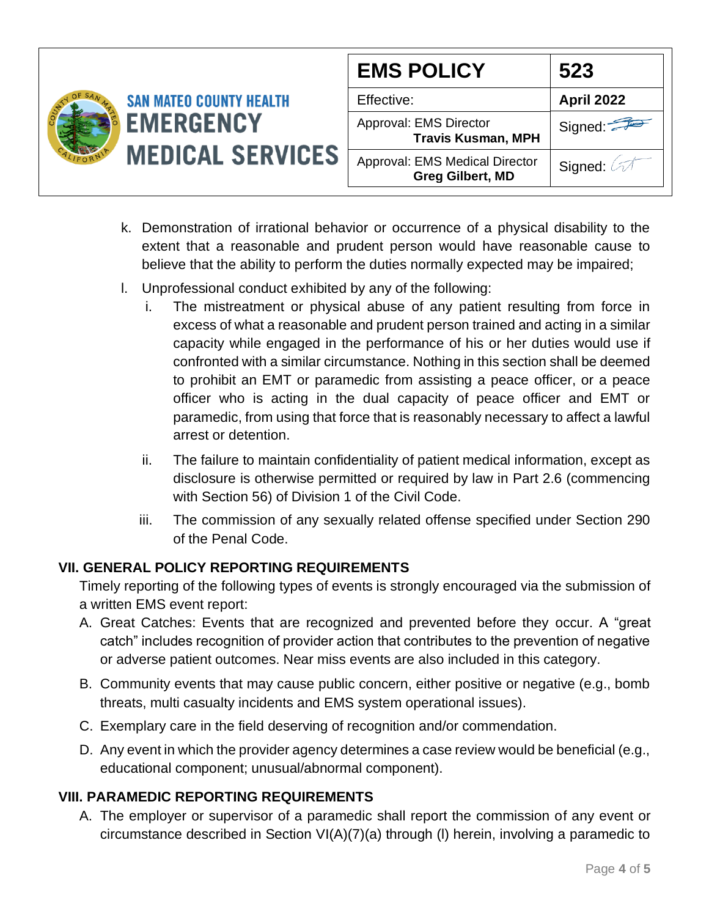k. Demonstration of irrational behavior or occurrence of a physical disability to the extent that a reasonable and prudent person would have reasonable cause to believe that the ability to perform the duties normally expected may be impaired;

l. Unprofessional conduct exhibited by any of the following:

   i. The mistreatment or physical abuse of any patient resulting from force in excess of what a reasonable and prudent person trained and acting in a similar capacity while engaged in the performance of his or her duties would use if confronted with a similar circumstance. Nothing in this section shall be deemed to prohibit an EMT or paramedic from assisting a peace officer, or a peace officer who is acting in the dual capacity of peace officer and EMT or paramedic, from using that force that is reasonably necessary to affect a lawful arrest or detention.

   ii. The failure to maintain confidentiality of patient medical information, except as disclosure is otherwise permitted or required by law in Part 2.6 (commencing with Section 56) of Division 1 of the Civil Code.

   iii. The commission of any sexually related offense specified under Section 290 of the Penal Code.

## VII. GENERAL POLICY REPORTING REQUIREMENTS

Timely reporting of the following types of events is strongly encouraged via the submission of a written EMS event report:

A. Great Catches: Events that are recognized and prevented before they occur. A "great catch" includes recognition of provider action that contributes to the prevention of negative or adverse patient outcomes. Near miss events are also included in this category.

B. Community events that may cause public concern, either positive or negative (e.g., bomb threats, multi casualty incidents and EMS system operational issues).

C. Exemplary care in the field deserving of recognition and/or commendation.

D. Any event in which the provider agency determines a case review would be beneficial (e.g., educational component; unusual/abnormal component).

## VIII. PARAMEDIC REPORTING REQUIREMENTS

A. The employer or supervisor of a paramedic shall report the commission of any event or circumstance described in Section VI(A)(7)(a) through (l) herein, involving a paramedic to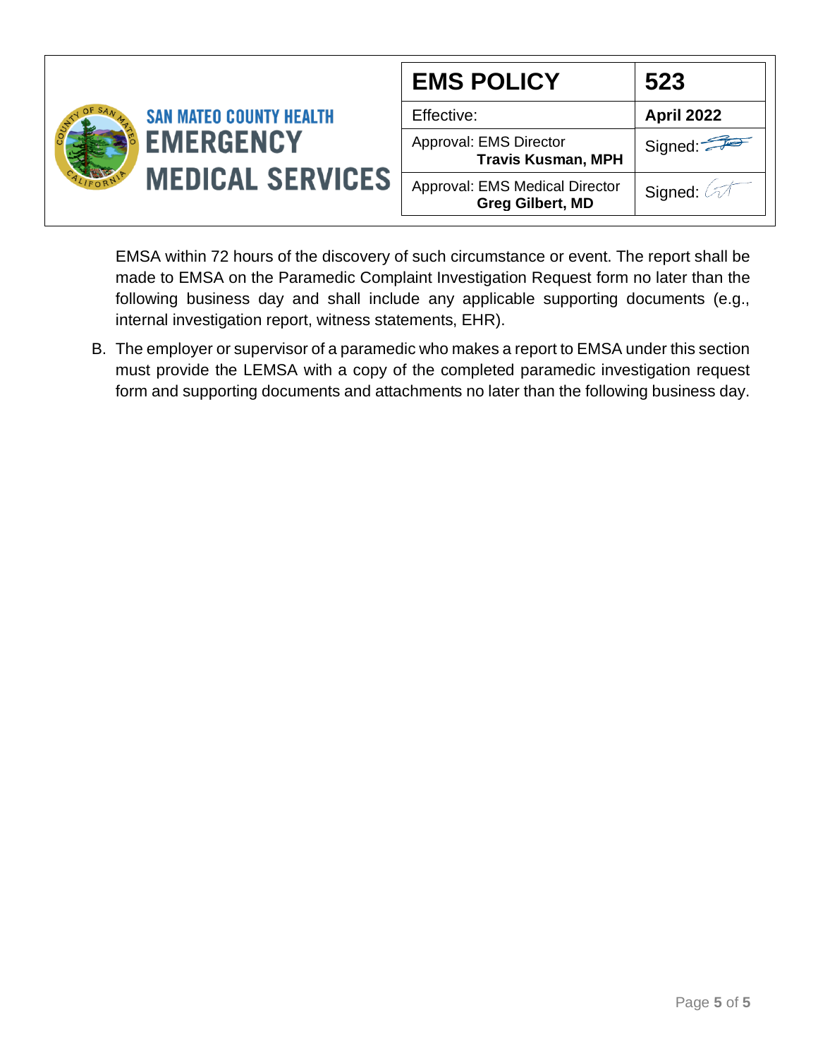EMSA within 72 hours of the discovery of such circumstance or event. The report shall be made to EMSA on the Paramedic Complaint Investigation Request form no later than the following business day and shall include any applicable supporting documents (e.g., internal investigation report, witness statements, EHR).

B. The employer or supervisor of a paramedic who makes a report to EMSA under this section must provide the LEMSA with a copy of the completed paramedic investigation request form and supporting documents and attachments no later than the following business day.